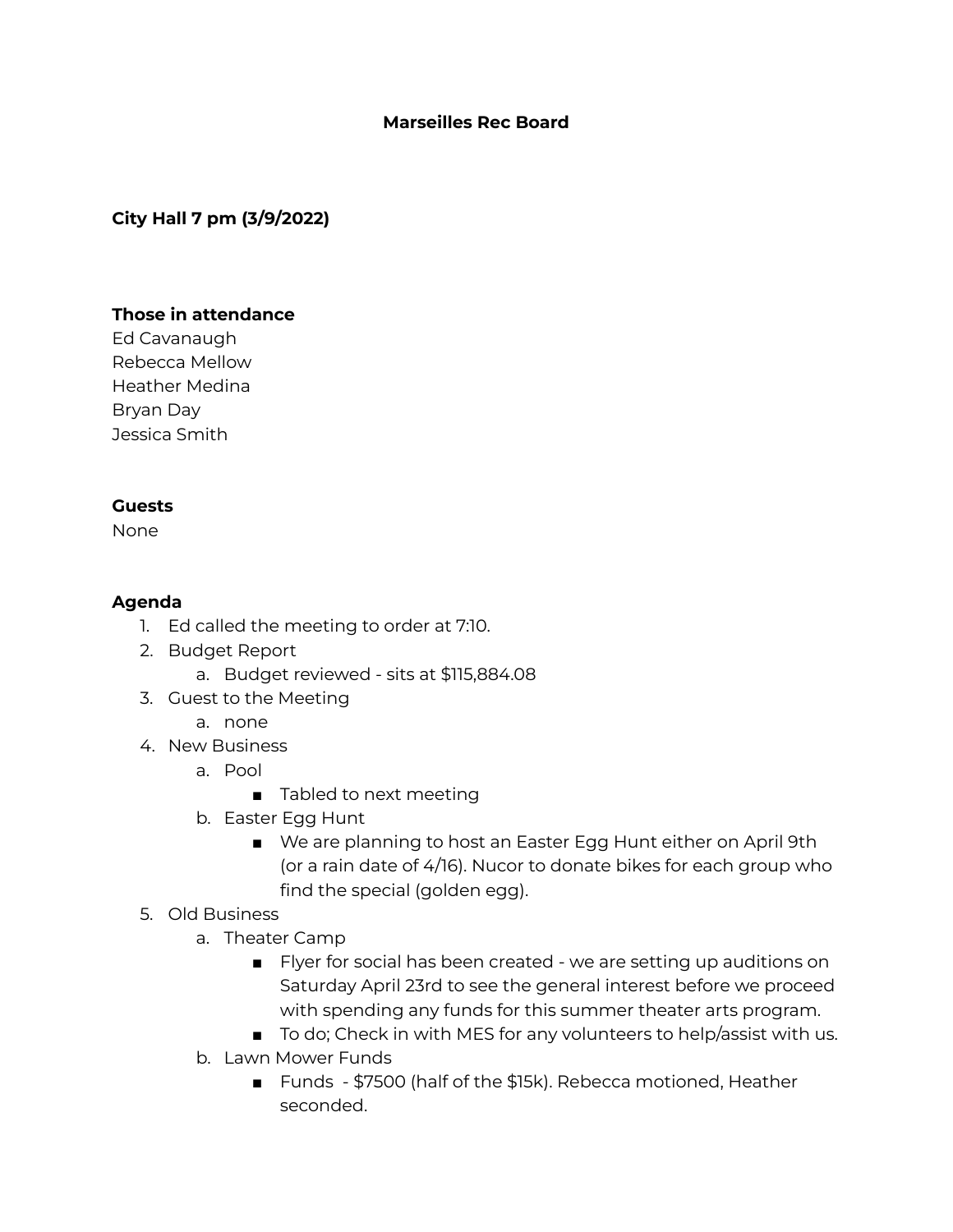# Marseilles Rec Board

**City Hall 7 pm (3/9/2022)**

**Those in attendance**

Ed Cavanaugh
Rebecca Mellow
Heather Medina
Bryan Day
Jessica Smith

**Guests**

None

**Agenda**

1. Ed called the meeting to order at 7:10.
2. Budget Report
   a. Budget reviewed - sits at $115,884.08
3. Guest to the Meeting
   a. none
4. New Business
   a. Pool
      - Tabled to next meeting
   b. Easter Egg Hunt
      - We are planning to host an Easter Egg Hunt either on April 9th (or a rain date of 4/16). Nucor to donate bikes for each group who find the special (golden egg).
5. Old Business
   a. Theater Camp
      - Flyer for social has been created - we are setting up auditions on Saturday April 23rd to see the general interest before we proceed with spending any funds for this summer theater arts program.
      - To do; Check in with MES for any volunteers to help/assist with us.
   b. Lawn Mower Funds
      - Funds - $7500 (half of the $15k). Rebecca motioned, Heather seconded.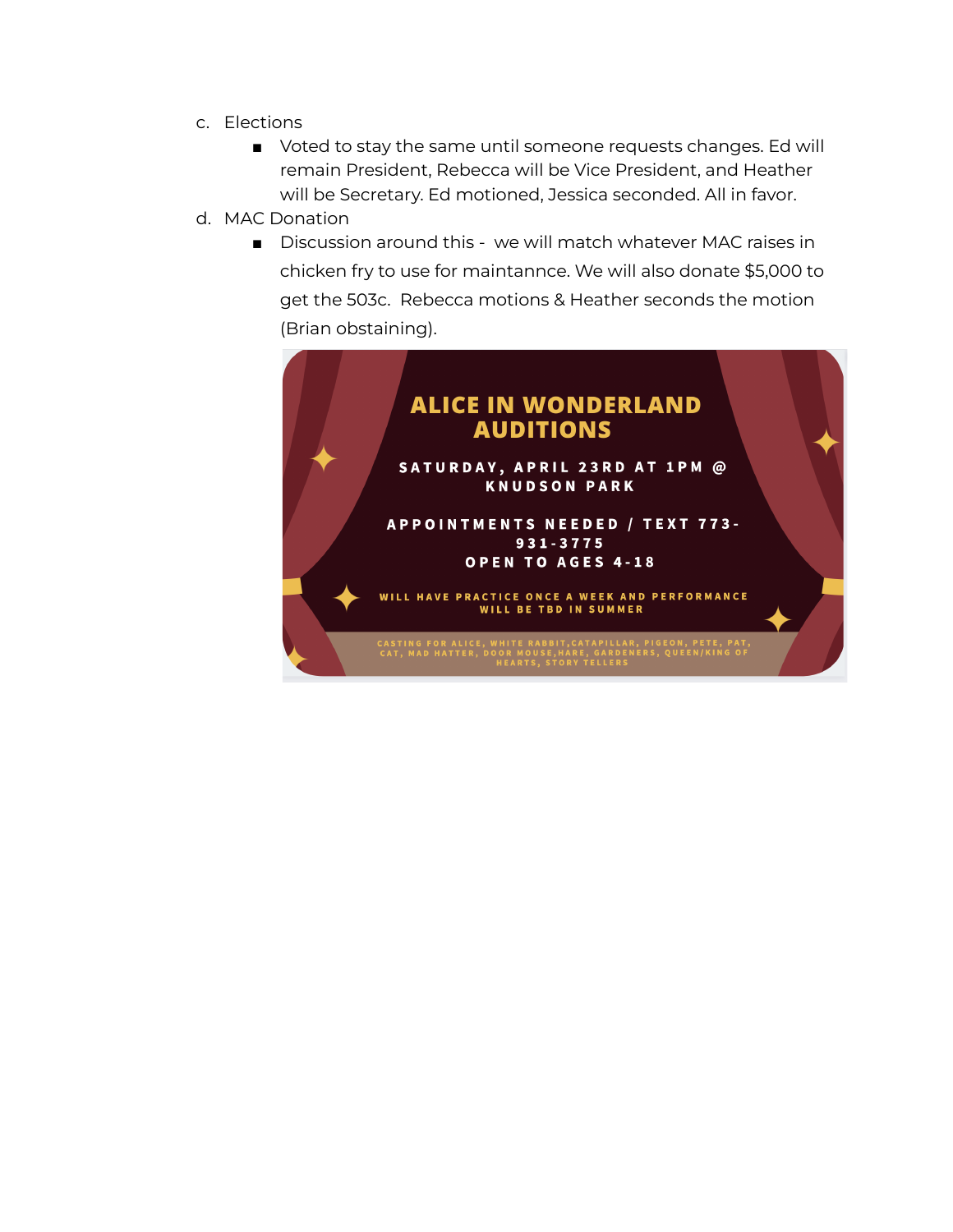c. Elections
   - Voted to stay the same until someone requests changes. Ed will remain President, Rebecca will be Vice President, and Heather will be Secretary. Ed motioned, Jessica seconded. All in favor.

d. MAC Donation
   - Discussion around this - we will match whatever MAC raises in chicken fry to use for maintannce. We will also donate $5,000 to get the 503c. Rebecca motions & Heather seconds the motion (Brian obstaining).

ALICE IN WONDERLAND AUDITIONS

SATURDAY, APRIL 23RD AT 1PM @ KNUDSON PARK

APPOINTMENTS NEEDED / TEXT 773-931-3775

OPEN TO AGES 4-18

WILL HAVE PRACTICE ONCE A WEEK AND PERFORMANCE WILL BE TBD IN SUMMER

CASTING FOR ALICE, WHITE RABBIT, CATAPILLAR, PIGEON, PETE, PAT, CAT, MAD HATTER, DOOR MOUSE, HARE, GARDENERS, QUEEN/KING OF HEARTS, STORY TELLERS